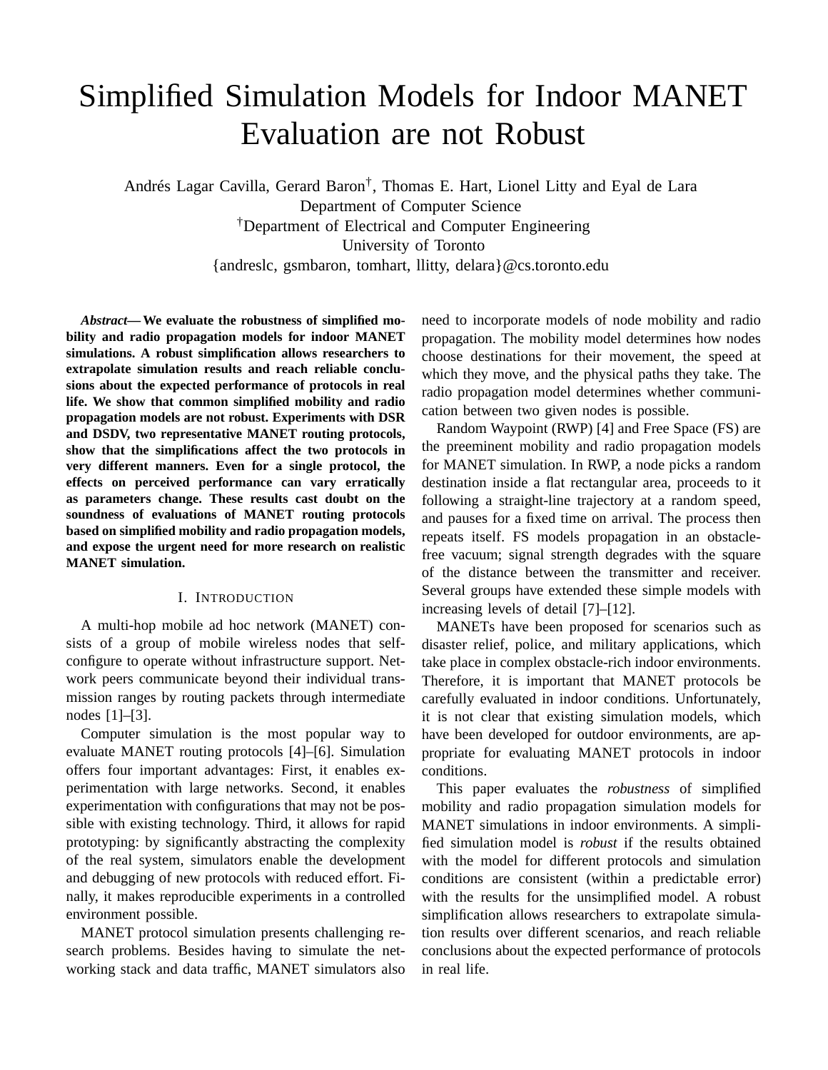# Simplified Simulation Models for Indoor MANET Evaluation are not Robust

Andrés Lagar Cavilla, Gerard Baron[†], Thomas E. Hart, Lionel Litty and Eyal de Lara
Department of Computer Science
[†]Department of Electrical and Computer Engineering
University of Toronto
{andreslc, gsmbaron, tomhart, llitty, delara}@cs.toronto.edu

***Abstract*— We evaluate the robustness of simplified mobility and radio propagation models for indoor MANET simulations. A robust simplification allows researchers to extrapolate simulation results and reach reliable conclusions about the expected performance of protocols in real life. We show that common simplified mobility and radio propagation models are not robust. Experiments with DSR and DSDV, two representative MANET routing protocols, show that the simplifications affect the two protocols in very different manners. Even for a single protocol, the effects on perceived performance can vary erratically as parameters change. These results cast doubt on the soundness of evaluations of MANET routing protocols based on simplified mobility and radio propagation models, and expose the urgent need for more research on realistic MANET simulation.**

## I. Introduction

A multi-hop mobile ad hoc network (MANET) consists of a group of mobile wireless nodes that self-configure to operate without infrastructure support. Network peers communicate beyond their individual transmission ranges by routing packets through intermediate nodes [1]–[3].

Computer simulation is the most popular way to evaluate MANET routing protocols [4]–[6]. Simulation offers four important advantages: First, it enables experimentation with large networks. Second, it enables experimentation with configurations that may not be possible with existing technology. Third, it allows for rapid prototyping: by significantly abstracting the complexity of the real system, simulators enable the development and debugging of new protocols with reduced effort. Finally, it makes reproducible experiments in a controlled environment possible.

MANET protocol simulation presents challenging research problems. Besides having to simulate the networking stack and data traffic, MANET simulators also need to incorporate models of node mobility and radio propagation. The mobility model determines how nodes choose destinations for their movement, the speed at which they move, and the physical paths they take. The radio propagation model determines whether communication between two given nodes is possible.

Random Waypoint (RWP) [4] and Free Space (FS) are the preeminent mobility and radio propagation models for MANET simulation. In RWP, a node picks a random destination inside a flat rectangular area, proceeds to it following a straight-line trajectory at a random speed, and pauses for a fixed time on arrival. The process then repeats itself. FS models propagation in an obstacle-free vacuum; signal strength degrades with the square of the distance between the transmitter and receiver. Several groups have extended these simple models with increasing levels of detail [7]–[12].

MANETs have been proposed for scenarios such as disaster relief, police, and military applications, which take place in complex obstacle-rich indoor environments. Therefore, it is important that MANET protocols be carefully evaluated in indoor conditions. Unfortunately, it is not clear that existing simulation models, which have been developed for outdoor environments, are appropriate for evaluating MANET protocols in indoor conditions.

This paper evaluates the *robustness* of simplified mobility and radio propagation simulation models for MANET simulations in indoor environments. A simplified simulation model is *robust* if the results obtained with the model for different protocols and simulation conditions are consistent (within a predictable error) with the results for the unsimplified model. A robust simplification allows researchers to extrapolate simulation results over different scenarios, and reach reliable conclusions about the expected performance of protocols in real life.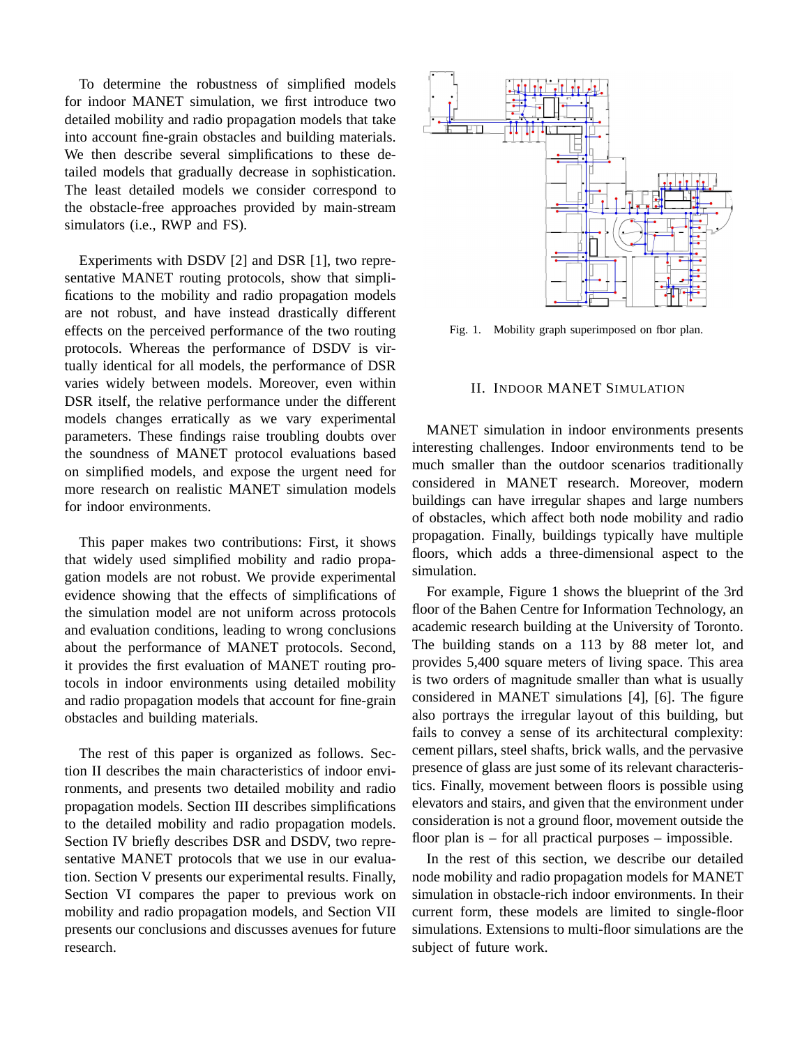To determine the robustness of simplified models for indoor MANET simulation, we first introduce two detailed mobility and radio propagation models that take into account fine-grain obstacles and building materials. We then describe several simplifications to these detailed models that gradually decrease in sophistication. The least detailed models we consider correspond to the obstacle-free approaches provided by main-stream simulators (i.e., RWP and FS).

Experiments with DSDV [2] and DSR [1], two representative MANET routing protocols, show that simplifications to the mobility and radio propagation models are not robust, and have instead drastically different effects on the perceived performance of the two routing protocols. Whereas the performance of DSDV is virtually identical for all models, the performance of DSR varies widely between models. Moreover, even within DSR itself, the relative performance under the different models changes erratically as we vary experimental parameters. These findings raise troubling doubts over the soundness of MANET protocol evaluations based on simplified models, and expose the urgent need for more research on realistic MANET simulation models for indoor environments.

This paper makes two contributions: First, it shows that widely used simplified mobility and radio propagation models are not robust. We provide experimental evidence showing that the effects of simplifications of the simulation model are not uniform across protocols and evaluation conditions, leading to wrong conclusions about the performance of MANET protocols. Second, it provides the first evaluation of MANET routing protocols in indoor environments using detailed mobility and radio propagation models that account for fine-grain obstacles and building materials.

The rest of this paper is organized as follows. Section II describes the main characteristics of indoor environments, and presents two detailed mobility and radio propagation models. Section III describes simplifications to the detailed mobility and radio propagation models. Section IV briefly describes DSR and DSDV, two representative MANET protocols that we use in our evaluation. Section V presents our experimental results. Finally, Section VI compares the paper to previous work on mobility and radio propagation models, and Section VII presents our conclusions and discusses avenues for future research.

Fig. 1. Mobility graph superimposed on floor plan.

## II. Indoor MANET Simulation

MANET simulation in indoor environments presents interesting challenges. Indoor environments tend to be much smaller than the outdoor scenarios traditionally considered in MANET research. Moreover, modern buildings can have irregular shapes and large numbers of obstacles, which affect both node mobility and radio propagation. Finally, buildings typically have multiple floors, which adds a three-dimensional aspect to the simulation.

For example, Figure 1 shows the blueprint of the 3rd floor of the Bahen Centre for Information Technology, an academic research building at the University of Toronto. The building stands on a 113 by 88 meter lot, and provides 5,400 square meters of living space. This area is two orders of magnitude smaller than what is usually considered in MANET simulations [4], [6]. The figure also portrays the irregular layout of this building, but fails to convey a sense of its architectural complexity: cement pillars, steel shafts, brick walls, and the pervasive presence of glass are just some of its relevant characteristics. Finally, movement between floors is possible using elevators and stairs, and given that the environment under consideration is not a ground floor, movement outside the floor plan is – for all practical purposes – impossible.

In the rest of this section, we describe our detailed node mobility and radio propagation models for MANET simulation in obstacle-rich indoor environments. In their current form, these models are limited to single-floor simulations. Extensions to multi-floor simulations are the subject of future work.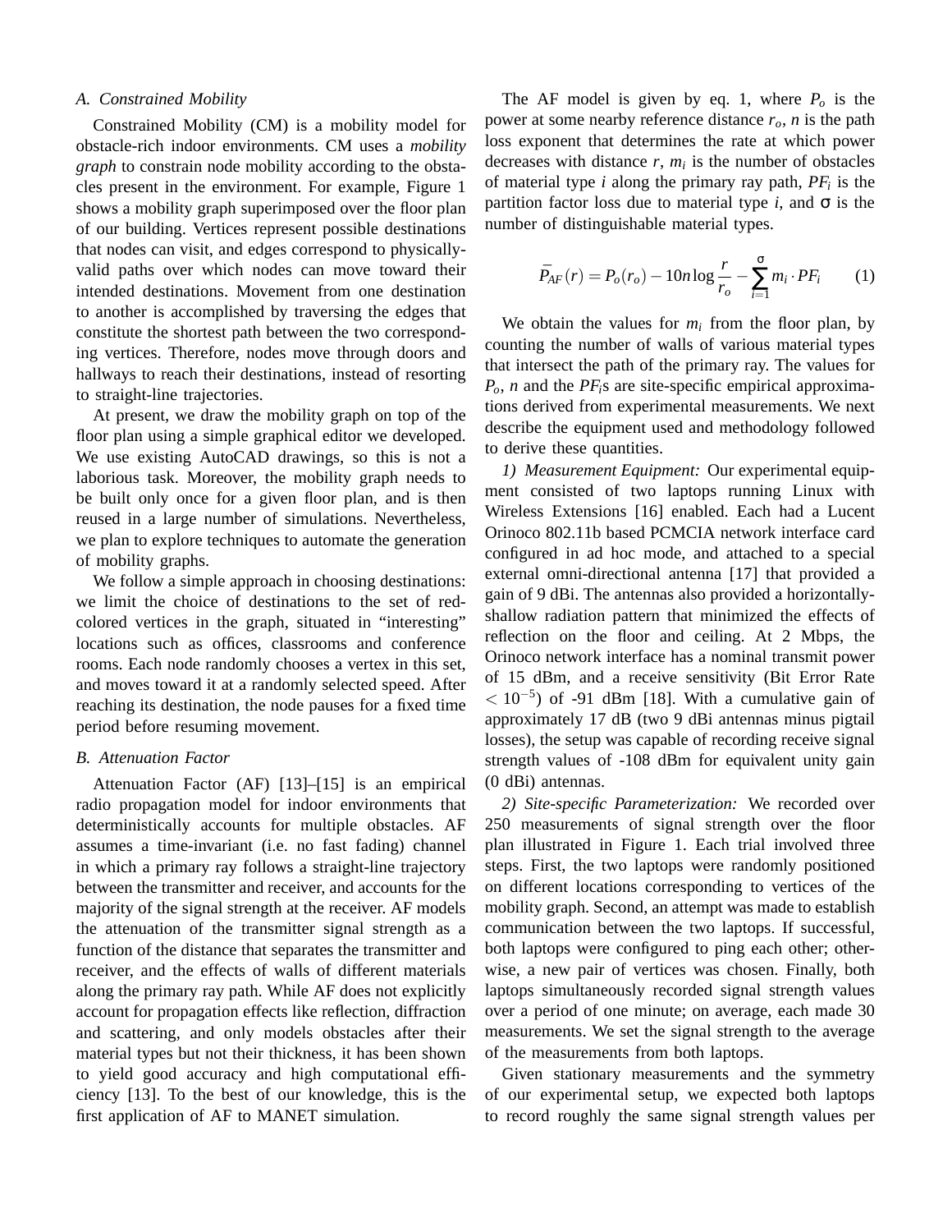### A. Constrained Mobility

Constrained Mobility (CM) is a mobility model for obstacle-rich indoor environments. CM uses a *mobility graph* to constrain node mobility according to the obstacles present in the environment. For example, Figure 1 shows a mobility graph superimposed over the floor plan of our building. Vertices represent possible destinations that nodes can visit, and edges correspond to physically-valid paths over which nodes can move toward their intended destinations. Movement from one destination to another is accomplished by traversing the edges that constitute the shortest path between the two corresponding vertices. Therefore, nodes move through doors and hallways to reach their destinations, instead of resorting to straight-line trajectories.

At present, we draw the mobility graph on top of the floor plan using a simple graphical editor we developed. We use existing AutoCAD drawings, so this is not a laborious task. Moreover, the mobility graph needs to be built only once for a given floor plan, and is then reused in a large number of simulations. Nevertheless, we plan to explore techniques to automate the generation of mobility graphs.

We follow a simple approach in choosing destinations: we limit the choice of destinations to the set of red-colored vertices in the graph, situated in "interesting" locations such as offices, classrooms and conference rooms. Each node randomly chooses a vertex in this set, and moves toward it at a randomly selected speed. After reaching its destination, the node pauses for a fixed time period before resuming movement.

### B. Attenuation Factor

Attenuation Factor (AF) [13]–[15] is an empirical radio propagation model for indoor environments that deterministically accounts for multiple obstacles. AF assumes a time-invariant (i.e. no fast fading) channel in which a primary ray follows a straight-line trajectory between the transmitter and receiver, and accounts for the majority of the signal strength at the receiver. AF models the attenuation of the transmitter signal strength as a function of the distance that separates the transmitter and receiver, and the effects of walls of different materials along the primary ray path. While AF does not explicitly account for propagation effects like reflection, diffraction and scattering, and only models obstacles after their material types but not their thickness, it has been shown to yield good accuracy and high computational efficiency [13]. To the best of our knowledge, this is the first application of AF to MANET simulation.

The AF model is given by eq. 1, where $P_o$ is the power at some nearby reference distance $r_o$, $n$ is the path loss exponent that determines the rate at which power decreases with distance $r$, $m_i$ is the number of obstacles of material type $i$ along the primary ray path, $PF_i$ is the partition factor loss due to material type $i$, and $\sigma$ is the number of distinguishable material types.

$$\bar{P}_{AF}(r) = P_o(r_o) - 10n\log\frac{r}{r_o} - \sum_{i=1}^{\sigma} m_i \cdot PF_i \qquad (1)$$

We obtain the values for $m_i$ from the floor plan, by counting the number of walls of various material types that intersect the path of the primary ray. The values for $P_o$, $n$ and the $PF_i$s are site-specific empirical approximations derived from experimental measurements. We next describe the equipment used and methodology followed to derive these quantities.

*1) Measurement Equipment:* Our experimental equipment consisted of two laptops running Linux with Wireless Extensions [16] enabled. Each had a Lucent Orinoco 802.11b based PCMCIA network interface card configured in ad hoc mode, and attached to a special external omni-directional antenna [17] that provided a gain of 9 dBi. The antennas also provided a horizontally-shallow radiation pattern that minimized the effects of reflection on the floor and ceiling. At 2 Mbps, the Orinoco network interface has a nominal transmit power of 15 dBm, and a receive sensitivity (Bit Error Rate $< 10^{-5}$) of -91 dBm [18]. With a cumulative gain of approximately 17 dB (two 9 dBi antennas minus pigtail losses), the setup was capable of recording receive signal strength values of -108 dBm for equivalent unity gain (0 dBi) antennas.

*2) Site-specific Parameterization:* We recorded over 250 measurements of signal strength over the floor plan illustrated in Figure 1. Each trial involved three steps. First, the two laptops were randomly positioned on different locations corresponding to vertices of the mobility graph. Second, an attempt was made to establish communication between the two laptops. If successful, both laptops were configured to ping each other; otherwise, a new pair of vertices was chosen. Finally, both laptops simultaneously recorded signal strength values over a period of one minute; on average, each made 30 measurements. We set the signal strength to the average of the measurements from both laptops.

Given stationary measurements and the symmetry of our experimental setup, we expected both laptops to record roughly the same signal strength values per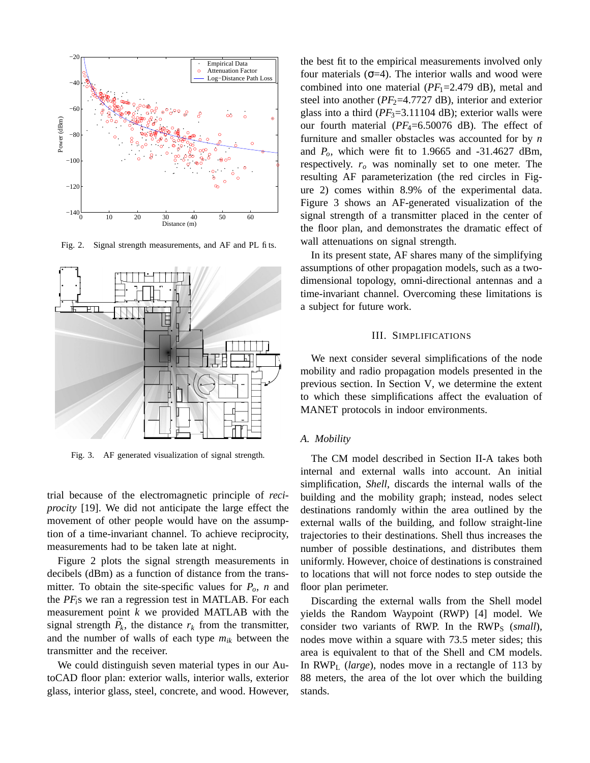Fig. 2. Signal strength measurements, and AF and PL fits.

Fig. 3. AF generated visualization of signal strength.

trial because of the electromagnetic principle of *reciprocity* [19]. We did not anticipate the large effect the movement of other people would have on the assumption of a time-invariant channel. To achieve reciprocity, measurements had to be taken late at night.

Figure 2 plots the signal strength measurements in decibels (dBm) as a function of distance from the transmitter. To obtain the site-specific values for $P_o$, $n$ and the $PF_i$s we ran a regression test in MATLAB. For each measurement point $k$ we provided MATLAB with the signal strength $\overline{P}_k$, the distance $r_k$ from the transmitter, and the number of walls of each type $m_{ik}$ between the transmitter and the receiver.

We could distinguish seven material types in our AutoCAD floor plan: exterior walls, interior walls, exterior glass, interior glass, steel, concrete, and wood. However, the best fit to the empirical measurements involved only four materials ($\sigma$=4). The interior walls and wood were combined into one material ($PF_1$=2.479 dB), metal and steel into another ($PF_2$=4.7727 dB), interior and exterior glass into a third ($PF_3$=3.11104 dB); exterior walls were our fourth material ($PF_4$=6.50076 dB). The effect of furniture and smaller obstacles was accounted for by $n$ and $P_o$, which were fit to 1.9665 and -31.4627 dBm, respectively. $r_o$ was nominally set to one meter. The resulting AF parameterization (the red circles in Figure 2) comes within 8.9% of the experimental data. Figure 3 shows an AF-generated visualization of the signal strength of a transmitter placed in the center of the floor plan, and demonstrates the dramatic effect of wall attenuations on signal strength.

In its present state, AF shares many of the simplifying assumptions of other propagation models, such as a two-dimensional topology, omni-directional antennas and a time-invariant channel. Overcoming these limitations is a subject for future work.

## III. Simplifications

We next consider several simplifications of the node mobility and radio propagation models presented in the previous section. In Section V, we determine the extent to which these simplifications affect the evaluation of MANET protocols in indoor environments.

### A. Mobility

The CM model described in Section II-A takes both internal and external walls into account. An initial simplification, *Shell*, discards the internal walls of the building and the mobility graph; instead, nodes select destinations randomly within the area outlined by the external walls of the building, and follow straight-line trajectories to their destinations. Shell thus increases the number of possible destinations, and distributes them uniformly. However, choice of destinations is constrained to locations that will not force nodes to step outside the floor plan perimeter.

Discarding the external walls from the Shell model yields the Random Waypoint (RWP) [4] model. We consider two variants of RWP. In the $\text{RWP}_\text{S}$ (*small*), nodes move within a square with 73.5 meter sides; this area is equivalent to that of the Shell and CM models. In $\text{RWP}_\text{L}$ (*large*), nodes move in a rectangle of 113 by 88 meters, the area of the lot over which the building stands.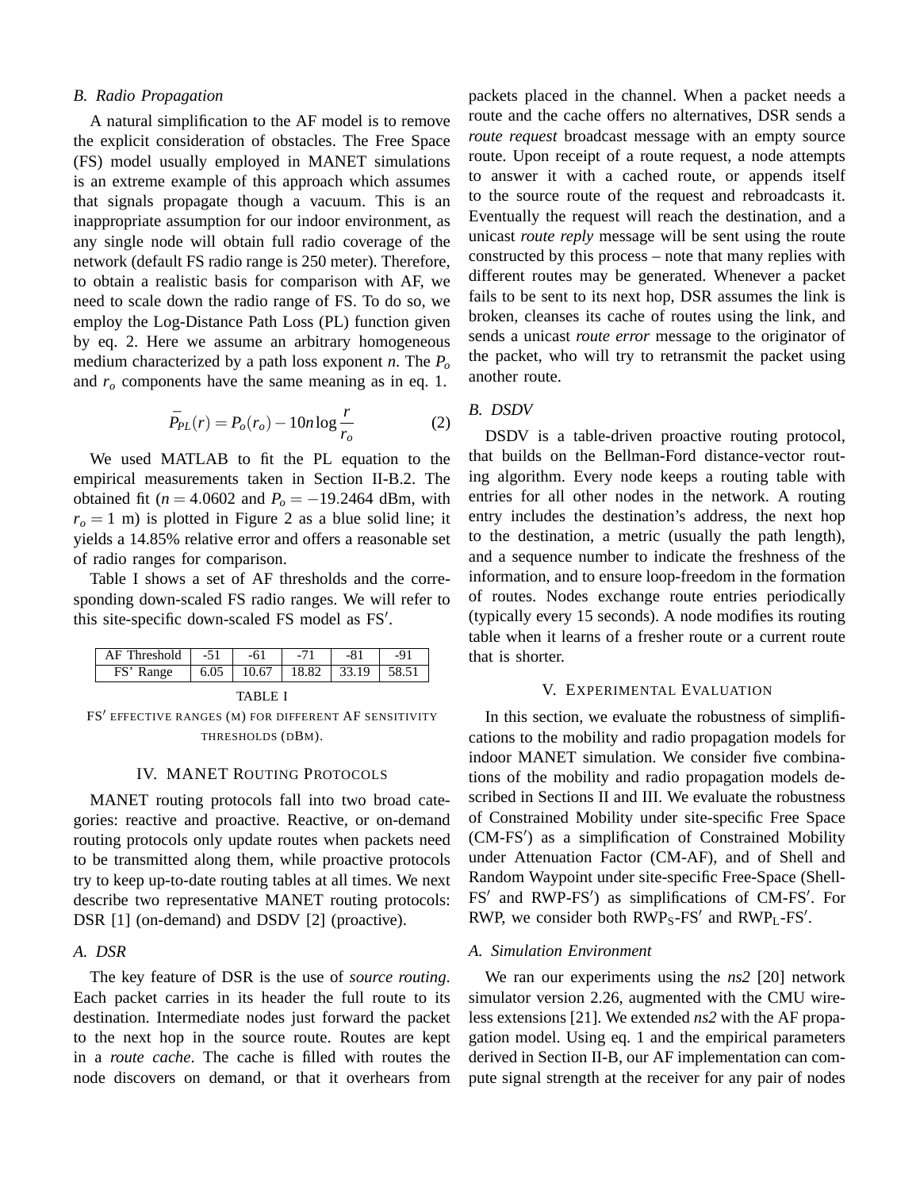### B. Radio Propagation

A natural simplification to the AF model is to remove the explicit consideration of obstacles. The Free Space (FS) model usually employed in MANET simulations is an extreme example of this approach which assumes that signals propagate though a vacuum. This is an inappropriate assumption for our indoor environment, as any single node will obtain full radio coverage of the network (default FS radio range is 250 meter). Therefore, to obtain a realistic basis for comparison with AF, we need to scale down the radio range of FS. To do so, we employ the Log-Distance Path Loss (PL) function given by eq. 2. Here we assume an arbitrary homogeneous medium characterized by a path loss exponent *n*. The $P_o$ and $r_o$ components have the same meaning as in eq. 1.

$$\bar{P}_{PL}(r) = P_o(r_o) - 10n\log\frac{r}{r_o} \tag{2}$$

We used MATLAB to fit the PL equation to the empirical measurements taken in Section II-B.2. The obtained fit ($n = 4.0602$ and $P_o = -19.2464$ dBm, with $r_o = 1$ m) is plotted in Figure 2 as a blue solid line; it yields a 14.85% relative error and offers a reasonable set of radio ranges for comparison.

Table I shows a set of AF thresholds and the corresponding down-scaled FS radio ranges. We will refer to this site-specific down-scaled FS model as FS′.

| AF Threshold | -51 | -61 | -71 | -81 | -91 |
|---|---|---|---|---|---|
| FS' Range | 6.05 | 10.67 | 18.82 | 33.19 | 58.51 |

TABLE I

FS′ EFFECTIVE RANGES (M) FOR DIFFERENT AF SENSITIVITY THRESHOLDS (DBM).

## IV. MANET Routing Protocols

MANET routing protocols fall into two broad categories: reactive and proactive. Reactive, or on-demand routing protocols only update routes when packets need to be transmitted along them, while proactive protocols try to keep up-to-date routing tables at all times. We next describe two representative MANET routing protocols: DSR [1] (on-demand) and DSDV [2] (proactive).

### A. DSR

The key feature of DSR is the use of *source routing*. Each packet carries in its header the full route to its destination. Intermediate nodes just forward the packet to the next hop in the source route. Routes are kept in a *route cache*. The cache is filled with routes the node discovers on demand, or that it overhears from packets placed in the channel. When a packet needs a route and the cache offers no alternatives, DSR sends a *route request* broadcast message with an empty source route. Upon receipt of a route request, a node attempts to answer it with a cached route, or appends itself to the source route of the request and rebroadcasts it. Eventually the request will reach the destination, and a unicast *route reply* message will be sent using the route constructed by this process – note that many replies with different routes may be generated. Whenever a packet fails to be sent to its next hop, DSR assumes the link is broken, cleanses its cache of routes using the link, and sends a unicast *route error* message to the originator of the packet, who will try to retransmit the packet using another route.

### B. DSDV

DSDV is a table-driven proactive routing protocol, that builds on the Bellman-Ford distance-vector routing algorithm. Every node keeps a routing table with entries for all other nodes in the network. A routing entry includes the destination's address, the next hop to the destination, a metric (usually the path length), and a sequence number to indicate the freshness of the information, and to ensure loop-freedom in the formation of routes. Nodes exchange route entries periodically (typically every 15 seconds). A node modifies its routing table when it learns of a fresher route or a current route that is shorter.

## V. Experimental Evaluation

In this section, we evaluate the robustness of simplifications to the mobility and radio propagation models for indoor MANET simulation. We consider five combinations of the mobility and radio propagation models described in Sections II and III. We evaluate the robustness of Constrained Mobility under site-specific Free Space (CM-FS′) as a simplification of Constrained Mobility under Attenuation Factor (CM-AF), and of Shell and Random Waypoint under site-specific Free-Space (Shell-FS′ and RWP-FS′) as simplifications of CM-FS′. For RWP, we consider both $\text{RWP}_\text{S}$-FS′ and $\text{RWP}_\text{L}$-FS′.

### A. Simulation Environment

We ran our experiments using the *ns2* [20] network simulator version 2.26, augmented with the CMU wireless extensions [21]. We extended *ns2* with the AF propagation model. Using eq. 1 and the empirical parameters derived in Section II-B, our AF implementation can compute signal strength at the receiver for any pair of nodes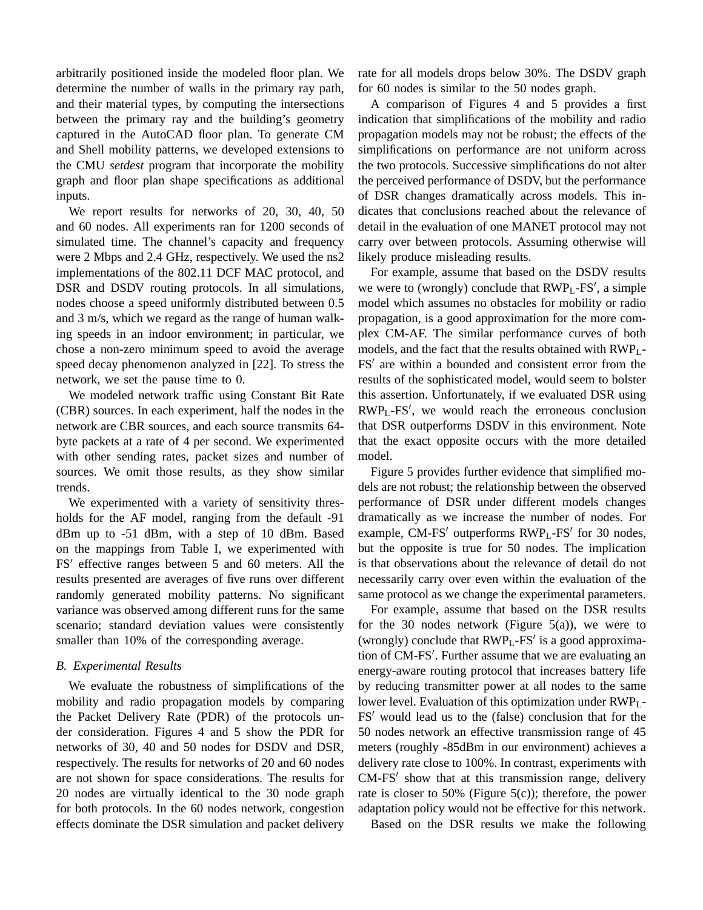arbitrarily positioned inside the modeled floor plan. We determine the number of walls in the primary ray path, and their material types, by computing the intersections between the primary ray and the building's geometry captured in the AutoCAD floor plan. To generate CM and Shell mobility patterns, we developed extensions to the CMU *setdest* program that incorporate the mobility graph and floor plan shape specifications as additional inputs.

We report results for networks of 20, 30, 40, 50 and 60 nodes. All experiments ran for 1200 seconds of simulated time. The channel's capacity and frequency were 2 Mbps and 2.4 GHz, respectively. We used the ns2 implementations of the 802.11 DCF MAC protocol, and DSR and DSDV routing protocols. In all simulations, nodes choose a speed uniformly distributed between 0.5 and 3 m/s, which we regard as the range of human walking speeds in an indoor environment; in particular, we chose a non-zero minimum speed to avoid the average speed decay phenomenon analyzed in [22]. To stress the network, we set the pause time to 0.

We modeled network traffic using Constant Bit Rate (CBR) sources. In each experiment, half the nodes in the network are CBR sources, and each source transmits 64-byte packets at a rate of 4 per second. We experimented with other sending rates, packet sizes and number of sources. We omit those results, as they show similar trends.

We experimented with a variety of sensitivity thresholds for the AF model, ranging from the default -91 dBm up to -51 dBm, with a step of 10 dBm. Based on the mappings from Table I, we experimented with FS′ effective ranges between 5 and 60 meters. All the results presented are averages of five runs over different randomly generated mobility patterns. No significant variance was observed among different runs for the same scenario; standard deviation values were consistently smaller than 10% of the corresponding average.

### B. Experimental Results

We evaluate the robustness of simplifications of the mobility and radio propagation models by comparing the Packet Delivery Rate (PDR) of the protocols under consideration. Figures 4 and 5 show the PDR for networks of 30, 40 and 50 nodes for DSDV and DSR, respectively. The results for networks of 20 and 60 nodes are not shown for space considerations. The results for 20 nodes are virtually identical to the 30 node graph for both protocols. In the 60 nodes network, congestion effects dominate the DSR simulation and packet delivery rate for all models drops below 30%. The DSDV graph for 60 nodes is similar to the 50 nodes graph.

A comparison of Figures 4 and 5 provides a first indication that simplifications of the mobility and radio propagation models may not be robust; the effects of the simplifications on performance are not uniform across the two protocols. Successive simplifications do not alter the perceived performance of DSDV, but the performance of DSR changes dramatically across models. This indicates that conclusions reached about the relevance of detail in the evaluation of one MANET protocol may not carry over between protocols. Assuming otherwise will likely produce misleading results.

For example, assume that based on the DSDV results we were to (wrongly) conclude that $RWP_L$-FS′, a simple model which assumes no obstacles for mobility or radio propagation, is a good approximation for the more complex CM-AF. The similar performance curves of both models, and the fact that the results obtained with $RWP_L$-FS′ are within a bounded and consistent error from the results of the sophisticated model, would seem to bolster this assertion. Unfortunately, if we evaluated DSR using $RWP_L$-FS′, we would reach the erroneous conclusion that DSR outperforms DSDV in this environment. Note that the exact opposite occurs with the more detailed model.

Figure 5 provides further evidence that simplified models are not robust; the relationship between the observed performance of DSR under different models changes dramatically as we increase the number of nodes. For example, CM-FS′ outperforms $RWP_L$-FS′ for 30 nodes, but the opposite is true for 50 nodes. The implication is that observations about the relevance of detail do not necessarily carry over even within the evaluation of the same protocol as we change the experimental parameters.

For example, assume that based on the DSR results for the 30 nodes network (Figure 5(a)), we were to (wrongly) conclude that $RWP_L$-FS′ is a good approximation of CM-FS′. Further assume that we are evaluating an energy-aware routing protocol that increases battery life by reducing transmitter power at all nodes to the same lower level. Evaluation of this optimization under $RWP_L$-FS′ would lead us to the (false) conclusion that for the 50 nodes network an effective transmission range of 45 meters (roughly -85dBm in our environment) achieves a delivery rate close to 100%. In contrast, experiments with CM-FS′ show that at this transmission range, delivery rate is closer to 50% (Figure 5(c)); therefore, the power adaptation policy would not be effective for this network.

Based on the DSR results we make the following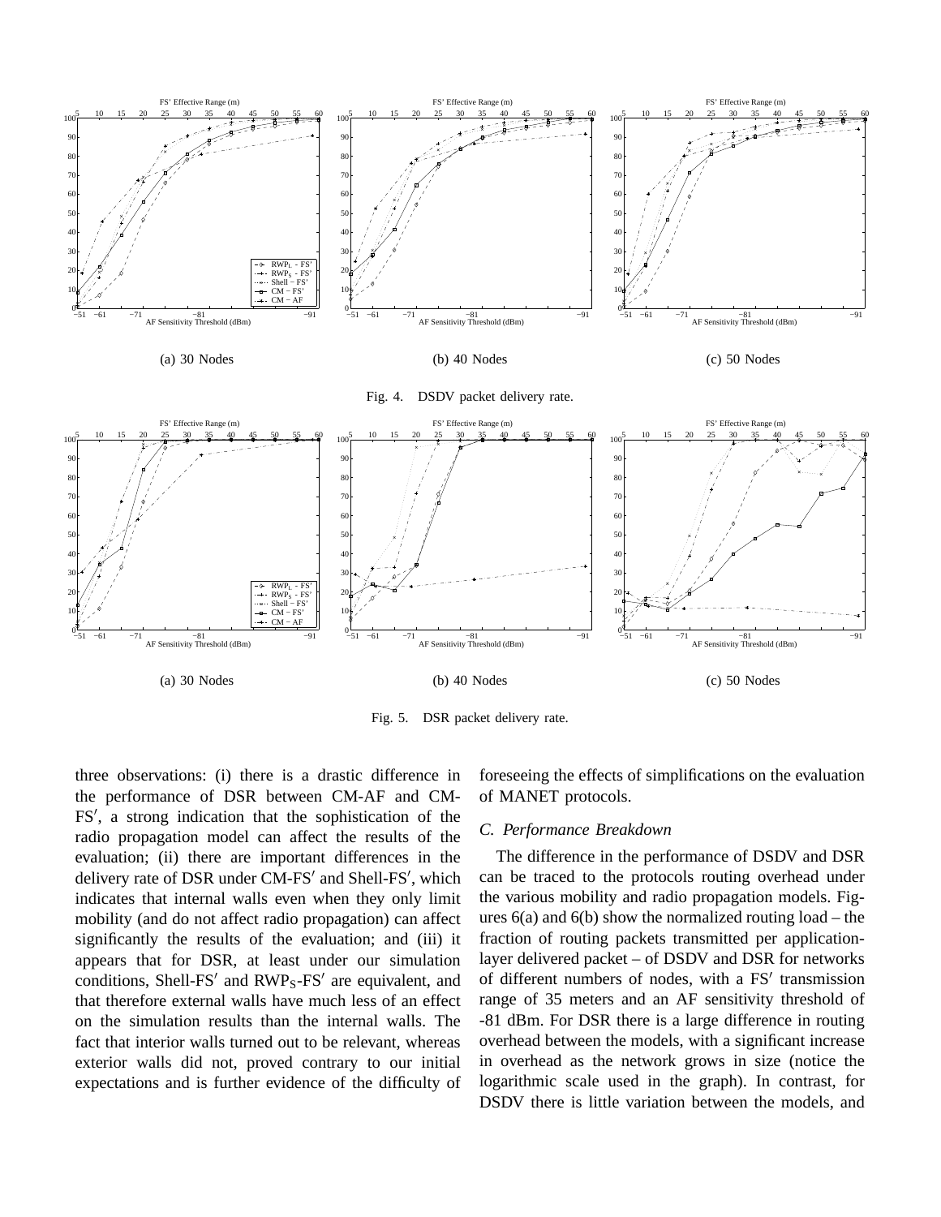(a) 30 Nodes

(b) 40 Nodes

(c) 50 Nodes

Fig. 4. DSDV packet delivery rate.

(a) 30 Nodes

(b) 40 Nodes

(c) 50 Nodes

Fig. 5. DSR packet delivery rate.

three observations: (i) there is a drastic difference in the performance of DSR between CM-AF and CM-FS′, a strong indication that the sophistication of the radio propagation model can affect the results of the evaluation; (ii) there are important differences in the delivery rate of DSR under CM-FS′ and Shell-FS′, which indicates that internal walls even when they only limit mobility (and do not affect radio propagation) can affect significantly the results of the evaluation; and (iii) it appears that for DSR, at least under our simulation conditions, Shell-FS′ and $RWP_S$-FS′ are equivalent, and that therefore external walls have much less of an effect on the simulation results than the internal walls. The fact that interior walls turned out to be relevant, whereas exterior walls did not, proved contrary to our initial expectations and is further evidence of the difficulty of foreseeing the effects of simplifications on the evaluation of MANET protocols.

### *C. Performance Breakdown*

The difference in the performance of DSDV and DSR can be traced to the protocols routing overhead under the various mobility and radio propagation models. Figures 6(a) and 6(b) show the normalized routing load – the fraction of routing packets transmitted per application-layer delivered packet – of DSDV and DSR for networks of different numbers of nodes, with a FS′ transmission range of 35 meters and an AF sensitivity threshold of -81 dBm. For DSR there is a large difference in routing overhead between the models, with a significant increase in overhead as the network grows in size (notice the logarithmic scale used in the graph). In contrast, for DSDV there is little variation between the models, and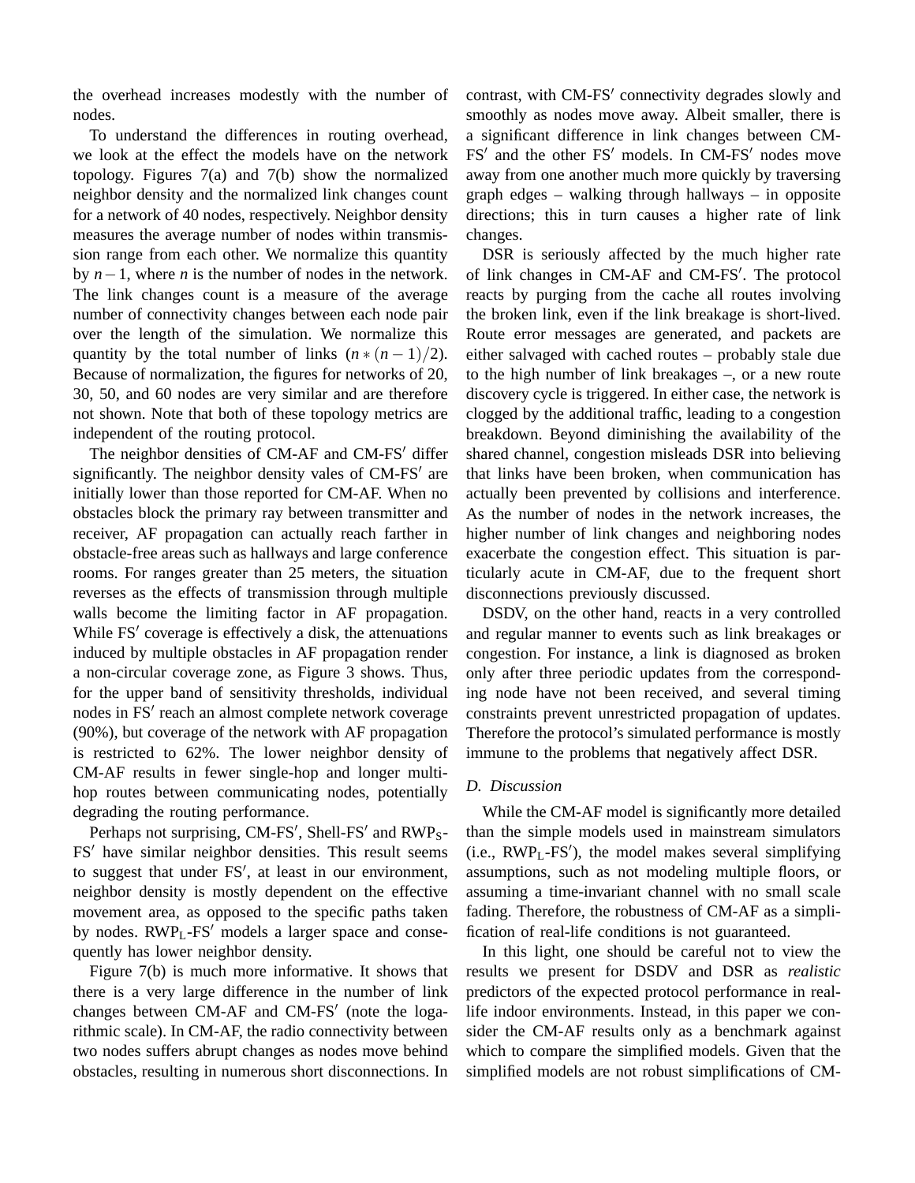the overhead increases modestly with the number of nodes.

To understand the differences in routing overhead, we look at the effect the models have on the network topology. Figures 7(a) and 7(b) show the normalized neighbor density and the normalized link changes count for a network of 40 nodes, respectively. Neighbor density measures the average number of nodes within transmission range from each other. We normalize this quantity by $n-1$, where $n$ is the number of nodes in the network. The link changes count is a measure of the average number of connectivity changes between each node pair over the length of the simulation. We normalize this quantity by the total number of links $(n*(n-1)/2)$. Because of normalization, the figures for networks of 20, 30, 50, and 60 nodes are very similar and are therefore not shown. Note that both of these topology metrics are independent of the routing protocol.

The neighbor densities of CM-AF and CM-FS′ differ significantly. The neighbor density vales of CM-FS′ are initially lower than those reported for CM-AF. When no obstacles block the primary ray between transmitter and receiver, AF propagation can actually reach farther in obstacle-free areas such as hallways and large conference rooms. For ranges greater than 25 meters, the situation reverses as the effects of transmission through multiple walls become the limiting factor in AF propagation. While FS′ coverage is effectively a disk, the attenuations induced by multiple obstacles in AF propagation render a non-circular coverage zone, as Figure 3 shows. Thus, for the upper band of sensitivity thresholds, individual nodes in FS′ reach an almost complete network coverage (90%), but coverage of the network with AF propagation is restricted to 62%. The lower neighbor density of CM-AF results in fewer single-hop and longer multi-hop routes between communicating nodes, potentially degrading the routing performance.

Perhaps not surprising, CM-FS′, Shell-FS′ and $\text{RWP}_\text{S}$-FS′ have similar neighbor densities. This result seems to suggest that under FS′, at least in our environment, neighbor density is mostly dependent on the effective movement area, as opposed to the specific paths taken by nodes. $\text{RWP}_\text{L}$-FS′ models a larger space and consequently has lower neighbor density.

Figure 7(b) is much more informative. It shows that there is a very large difference in the number of link changes between CM-AF and CM-FS′ (note the logarithmic scale). In CM-AF, the radio connectivity between two nodes suffers abrupt changes as nodes move behind obstacles, resulting in numerous short disconnections. In contrast, with CM-FS′ connectivity degrades slowly and smoothly as nodes move away. Albeit smaller, there is a significant difference in link changes between CM-FS′ and the other FS′ models. In CM-FS′ nodes move away from one another much more quickly by traversing graph edges – walking through hallways – in opposite directions; this in turn causes a higher rate of link changes.

DSR is seriously affected by the much higher rate of link changes in CM-AF and CM-FS′. The protocol reacts by purging from the cache all routes involving the broken link, even if the link breakage is short-lived. Route error messages are generated, and packets are either salvaged with cached routes – probably stale due to the high number of link breakages –, or a new route discovery cycle is triggered. In either case, the network is clogged by the additional traffic, leading to a congestion breakdown. Beyond diminishing the availability of the shared channel, congestion misleads DSR into believing that links have been broken, when communication has actually been prevented by collisions and interference. As the number of nodes in the network increases, the higher number of link changes and neighboring nodes exacerbate the congestion effect. This situation is particularly acute in CM-AF, due to the frequent short disconnections previously discussed.

DSDV, on the other hand, reacts in a very controlled and regular manner to events such as link breakages or congestion. For instance, a link is diagnosed as broken only after three periodic updates from the corresponding node have not been received, and several timing constraints prevent unrestricted propagation of updates. Therefore the protocol's simulated performance is mostly immune to the problems that negatively affect DSR.

### *D. Discussion*

While the CM-AF model is significantly more detailed than the simple models used in mainstream simulators (i.e., $\text{RWP}_\text{L}$-FS′), the model makes several simplifying assumptions, such as not modeling multiple floors, or assuming a time-invariant channel with no small scale fading. Therefore, the robustness of CM-AF as a simplification of real-life conditions is not guaranteed.

In this light, one should be careful not to view the results we present for DSDV and DSR as *realistic* predictors of the expected protocol performance in real-life indoor environments. Instead, in this paper we consider the CM-AF results only as a benchmark against which to compare the simplified models. Given that the simplified models are not robust simplifications of CM-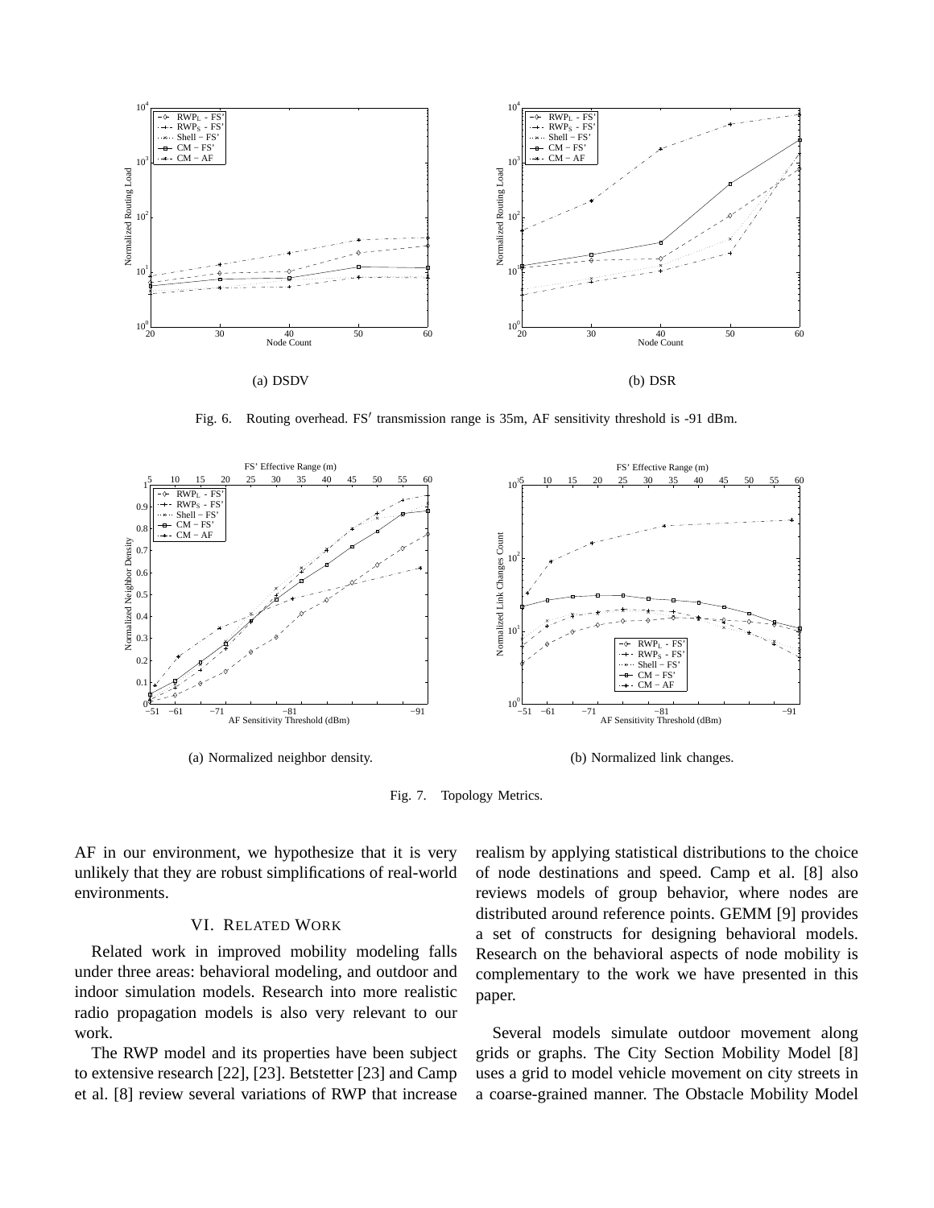(a) DSDV

(b) DSR

Fig. 6. Routing overhead. FS′ transmission range is 35m, AF sensitivity threshold is -91 dBm.

(a) Normalized neighbor density.

(b) Normalized link changes.

Fig. 7. Topology Metrics.

AF in our environment, we hypothesize that it is very unlikely that they are robust simplifications of real-world environments.

## VI. Related Work

Related work in improved mobility modeling falls under three areas: behavioral modeling, and outdoor and indoor simulation models. Research into more realistic radio propagation models is also very relevant to our work.

The RWP model and its properties have been subject to extensive research [22], [23]. Betstetter [23] and Camp et al. [8] review several variations of RWP that increase realism by applying statistical distributions to the choice of node destinations and speed. Camp et al. [8] also reviews models of group behavior, where nodes are distributed around reference points. GEMM [9] provides a set of constructs for designing behavioral models. Research on the behavioral aspects of node mobility is complementary to the work we have presented in this paper.

Several models simulate outdoor movement along grids or graphs. The City Section Mobility Model [8] uses a grid to model vehicle movement on city streets in a coarse-grained manner. The Obstacle Mobility Model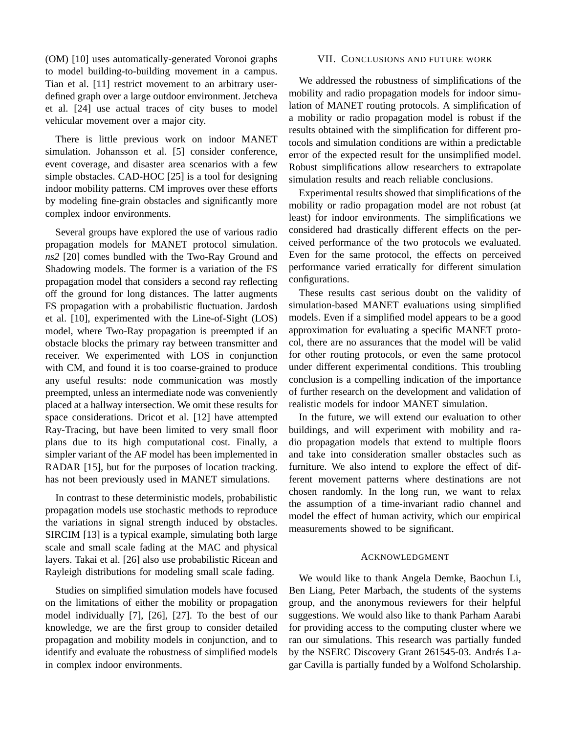(OM) [10] uses automatically-generated Voronoi graphs to model building-to-building movement in a campus. Tian et al. [11] restrict movement to an arbitrary user-defined graph over a large outdoor environment. Jetcheva et al. [24] use actual traces of city buses to model vehicular movement over a major city.

There is little previous work on indoor MANET simulation. Johansson et al. [5] consider conference, event coverage, and disaster area scenarios with a few simple obstacles. CAD-HOC [25] is a tool for designing indoor mobility patterns. CM improves over these efforts by modeling fine-grain obstacles and significantly more complex indoor environments.

Several groups have explored the use of various radio propagation models for MANET protocol simulation. *ns2* [20] comes bundled with the Two-Ray Ground and Shadowing models. The former is a variation of the FS propagation model that considers a second ray reflecting off the ground for long distances. The latter augments FS propagation with a probabilistic fluctuation. Jardosh et al. [10], experimented with the Line-of-Sight (LOS) model, where Two-Ray propagation is preempted if an obstacle blocks the primary ray between transmitter and receiver. We experimented with LOS in conjunction with CM, and found it is too coarse-grained to produce any useful results: node communication was mostly preempted, unless an intermediate node was conveniently placed at a hallway intersection. We omit these results for space considerations. Dricot et al. [12] have attempted Ray-Tracing, but have been limited to very small floor plans due to its high computational cost. Finally, a simpler variant of the AF model has been implemented in RADAR [15], but for the purposes of location tracking. has not been previously used in MANET simulations.

In contrast to these deterministic models, probabilistic propagation models use stochastic methods to reproduce the variations in signal strength induced by obstacles. SIRCIM [13] is a typical example, simulating both large scale and small scale fading at the MAC and physical layers. Takai et al. [26] also use probabilistic Ricean and Rayleigh distributions for modeling small scale fading.

Studies on simplified simulation models have focused on the limitations of either the mobility or propagation model individually [7], [26], [27]. To the best of our knowledge, we are the first group to consider detailed propagation and mobility models in conjunction, and to identify and evaluate the robustness of simplified models in complex indoor environments.

## VII. Conclusions and Future Work

We addressed the robustness of simplifications of the mobility and radio propagation models for indoor simulation of MANET routing protocols. A simplification of a mobility or radio propagation model is robust if the results obtained with the simplification for different protocols and simulation conditions are within a predictable error of the expected result for the unsimplified model. Robust simplifications allow researchers to extrapolate simulation results and reach reliable conclusions.

Experimental results showed that simplifications of the mobility or radio propagation model are not robust (at least) for indoor environments. The simplifications we considered had drastically different effects on the perceived performance of the two protocols we evaluated. Even for the same protocol, the effects on perceived performance varied erratically for different simulation configurations.

These results cast serious doubt on the validity of simulation-based MANET evaluations using simplified models. Even if a simplified model appears to be a good approximation for evaluating a specific MANET protocol, there are no assurances that the model will be valid for other routing protocols, or even the same protocol under different experimental conditions. This troubling conclusion is a compelling indication of the importance of further research on the development and validation of realistic models for indoor MANET simulation.

In the future, we will extend our evaluation to other buildings, and will experiment with mobility and radio propagation models that extend to multiple floors and take into consideration smaller obstacles such as furniture. We also intend to explore the effect of different movement patterns where destinations are not chosen randomly. In the long run, we want to relax the assumption of a time-invariant radio channel and model the effect of human activity, which our empirical measurements showed to be significant.

## Acknowledgment

We would like to thank Angela Demke, Baochun Li, Ben Liang, Peter Marbach, the students of the systems group, and the anonymous reviewers for their helpful suggestions. We would also like to thank Parham Aarabi for providing access to the computing cluster where we ran our simulations. This research was partially funded by the NSERC Discovery Grant 261545-03. Andrés Lagar Cavilla is partially funded by a Wolfond Scholarship.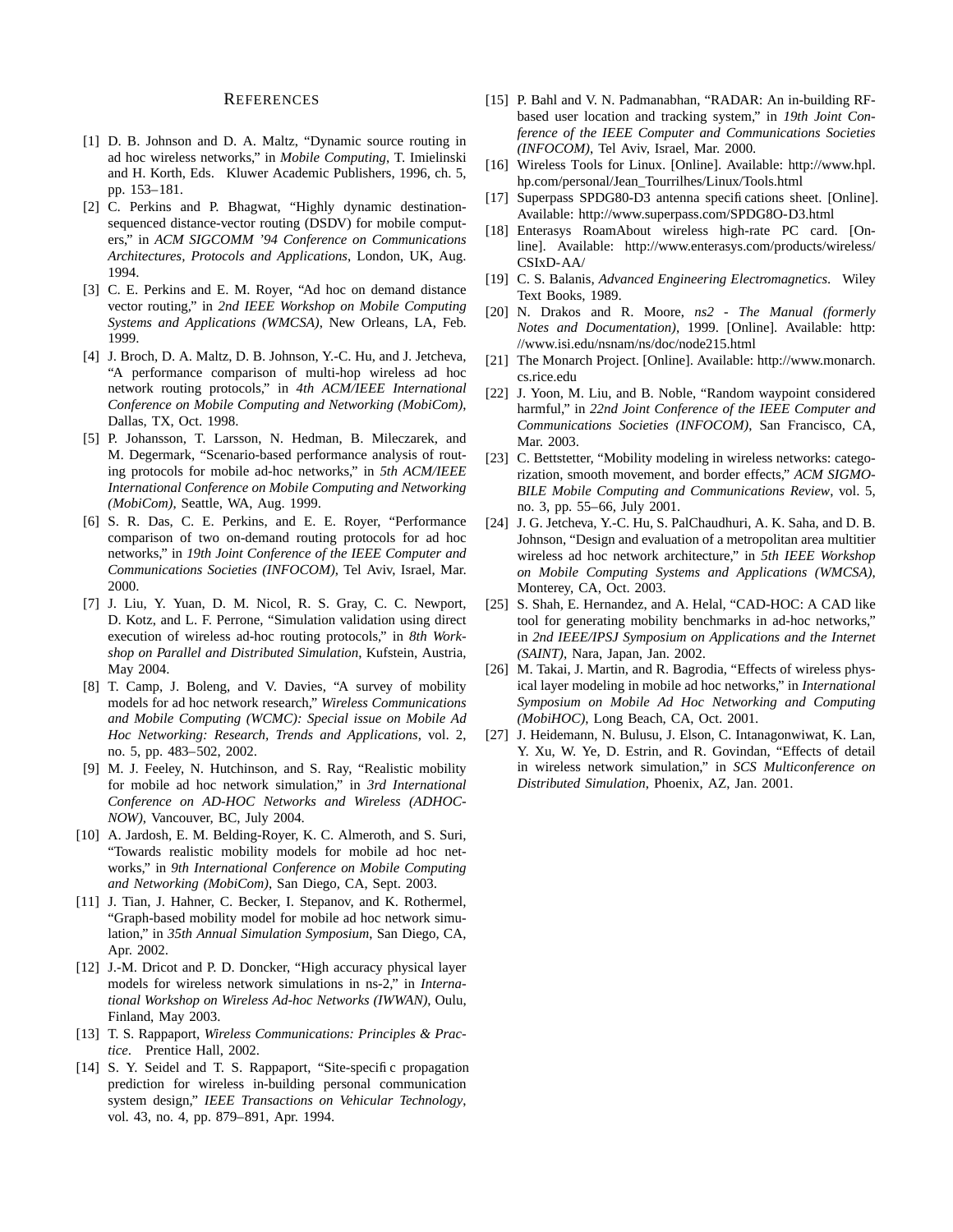# References

[1] D. B. Johnson and D. A. Maltz, "Dynamic source routing in ad hoc wireless networks," in *Mobile Computing*, T. Imielinski and H. Korth, Eds. Kluwer Academic Publishers, 1996, ch. 5, pp. 153–181.

[2] C. Perkins and P. Bhagwat, "Highly dynamic destination-sequenced distance-vector routing (DSDV) for mobile computers," in *ACM SIGCOMM '94 Conference on Communications Architectures, Protocols and Applications*, London, UK, Aug. 1994.

[3] C. E. Perkins and E. M. Royer, "Ad hoc on demand distance vector routing," in *2nd IEEE Workshop on Mobile Computing Systems and Applications (WMCSA)*, New Orleans, LA, Feb. 1999.

[4] J. Broch, D. A. Maltz, D. B. Johnson, Y.-C. Hu, and J. Jetcheva, "A performance comparison of multi-hop wireless ad hoc network routing protocols," in *4th ACM/IEEE International Conference on Mobile Computing and Networking (MobiCom)*, Dallas, TX, Oct. 1998.

[5] P. Johansson, T. Larsson, N. Hedman, B. Mileczarek, and M. Degermark, "Scenario-based performance analysis of routing protocols for mobile ad-hoc networks," in *5th ACM/IEEE International Conference on Mobile Computing and Networking (MobiCom)*, Seattle, WA, Aug. 1999.

[6] S. R. Das, C. E. Perkins, and E. E. Royer, "Performance comparison of two on-demand routing protocols for ad hoc networks," in *19th Joint Conference of the IEEE Computer and Communications Societies (INFOCOM)*, Tel Aviv, Israel, Mar. 2000.

[7] J. Liu, Y. Yuan, D. M. Nicol, R. S. Gray, C. C. Newport, D. Kotz, and L. F. Perrone, "Simulation validation using direct execution of wireless ad-hoc routing protocols," in *8th Workshop on Parallel and Distributed Simulation*, Kufstein, Austria, May 2004.

[8] T. Camp, J. Boleng, and V. Davies, "A survey of mobility models for ad hoc network research," *Wireless Communications and Mobile Computing (WCMC): Special issue on Mobile Ad Hoc Networking: Research, Trends and Applications*, vol. 2, no. 5, pp. 483–502, 2002.

[9] M. J. Feeley, N. Hutchinson, and S. Ray, "Realistic mobility for mobile ad hoc network simulation," in *3rd International Conference on AD-HOC Networks and Wireless (ADHOC-NOW)*, Vancouver, BC, July 2004.

[10] A. Jardosh, E. M. Belding-Royer, K. C. Almeroth, and S. Suri, "Towards realistic mobility models for mobile ad hoc networks," in *9th International Conference on Mobile Computing and Networking (MobiCom)*, San Diego, CA, Sept. 2003.

[11] J. Tian, J. Hahner, C. Becker, I. Stepanov, and K. Rothermel, "Graph-based mobility model for mobile ad hoc network simulation," in *35th Annual Simulation Symposium*, San Diego, CA, Apr. 2002.

[12] J.-M. Dricot and P. D. Doncker, "High accuracy physical layer models for wireless network simulations in ns-2," in *International Workshop on Wireless Ad-hoc Networks (IWWAN)*, Oulu, Finland, May 2003.

[13] T. S. Rappaport, *Wireless Communications: Principles & Practice*. Prentice Hall, 2002.

[14] S. Y. Seidel and T. S. Rappaport, "Site-specific propagation prediction for wireless in-building personal communication system design," *IEEE Transactions on Vehicular Technology*, vol. 43, no. 4, pp. 879–891, Apr. 1994.

[15] P. Bahl and V. N. Padmanabhan, "RADAR: An in-building RF-based user location and tracking system," in *19th Joint Conference of the IEEE Computer and Communications Societies (INFOCOM)*, Tel Aviv, Israel, Mar. 2000.

[16] Wireless Tools for Linux. [Online]. Available: http://www.hpl.hp.com/personal/Jean_Tourrilhes/Linux/Tools.html

[17] Superpass SPDG80-D3 antenna specifications sheet. [Online]. Available: http://www.superpass.com/SPDG8O-D3.html

[18] Enterasys RoamAbout wireless high-rate PC card. [Online]. Available: http://www.enterasys.com/products/wireless/CSIxD-AA/

[19] C. S. Balanis, *Advanced Engineering Electromagnetics*. Wiley Text Books, 1989.

[20] N. Drakos and R. Moore, *ns2 - The Manual (formerly Notes and Documentation)*, 1999. [Online]. Available: http://www.isi.edu/nsnam/ns/doc/node215.html

[21] The Monarch Project. [Online]. Available: http://www.monarch.cs.rice.edu

[22] J. Yoon, M. Liu, and B. Noble, "Random waypoint considered harmful," in *22nd Joint Conference of the IEEE Computer and Communications Societies (INFOCOM)*, San Francisco, CA, Mar. 2003.

[23] C. Bettstetter, "Mobility modeling in wireless networks: categorization, smooth movement, and border effects," *ACM SIGMOBILE Mobile Computing and Communications Review*, vol. 5, no. 3, pp. 55–66, July 2001.

[24] J. G. Jetcheva, Y.-C. Hu, S. PalChaudhuri, A. K. Saha, and D. B. Johnson, "Design and evaluation of a metropolitan area multitier wireless ad hoc network architecture," in *5th IEEE Workshop on Mobile Computing Systems and Applications (WMCSA)*, Monterey, CA, Oct. 2003.

[25] S. Shah, E. Hernandez, and A. Helal, "CAD-HOC: A CAD like tool for generating mobility benchmarks in ad-hoc networks," in *2nd IEEE/IPSJ Symposium on Applications and the Internet (SAINT)*, Nara, Japan, Jan. 2002.

[26] M. Takai, J. Martin, and R. Bagrodia, "Effects of wireless physical layer modeling in mobile ad hoc networks," in *International Symposium on Mobile Ad Hoc Networking and Computing (MobiHOC)*, Long Beach, CA, Oct. 2001.

[27] J. Heidemann, N. Bulusu, J. Elson, C. Intanagonwiwat, K. Lan, Y. Xu, W. Ye, D. Estrin, and R. Govindan, "Effects of detail in wireless network simulation," in *SCS Multiconference on Distributed Simulation*, Phoenix, AZ, Jan. 2001.